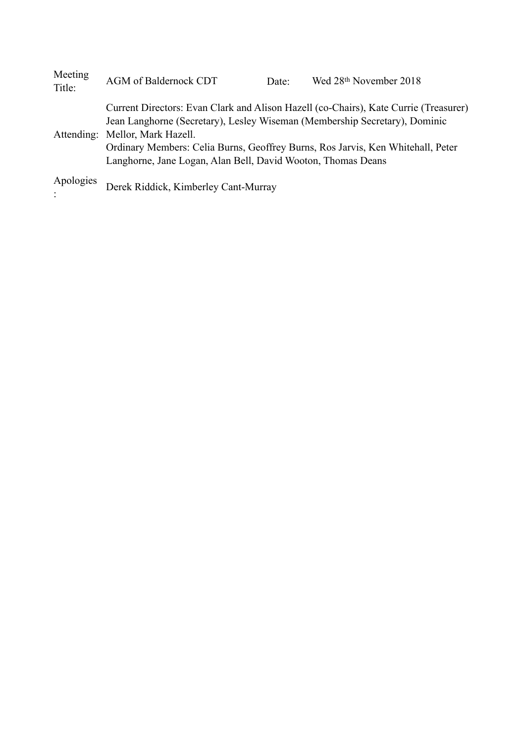| | | | |
|---|---|---|---|
| Meeting Title: | AGM of Baldernock CDT | Date: | Wed 28th November 2018 |
| Attending: | Current Directors: Evan Clark and Alison Hazell (co-Chairs), Kate Currie (Treasurer) Jean Langhorne (Secretary), Lesley Wiseman (Membership Secretary), Dominic Mellor, Mark Hazell.<br>Ordinary Members: Celia Burns, Geoffrey Burns, Ros Jarvis, Ken Whitehall, Peter Langhorne, Jane Logan, Alan Bell, David Wooton, Thomas Deans | | |
| Apologies: | Derek Riddick, Kimberley Cant-Murray | | |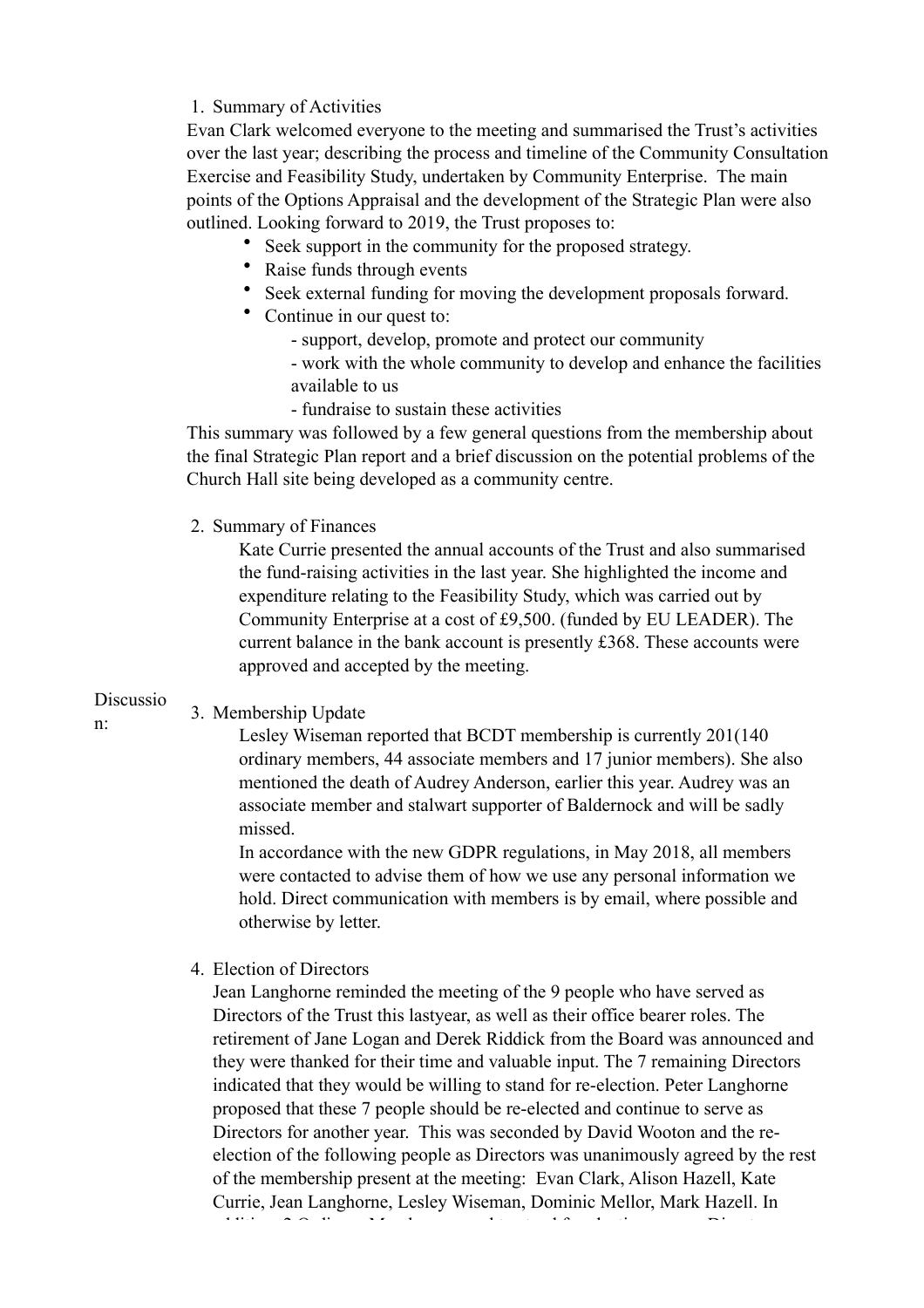1. Summary of Activities

Evan Clark welcomed everyone to the meeting and summarised the Trust's activities over the last year; describing the process and timeline of the Community Consultation Exercise and Feasibility Study, undertaken by Community Enterprise. The main points of the Options Appraisal and the development of the Strategic Plan were also outlined. Looking forward to 2019, the Trust proposes to:

- Seek support in the community for the proposed strategy.
- Raise funds through events
- Seek external funding for moving the development proposals forward.
- Continue in our quest to:
  - support, develop, promote and protect our community
  - work with the whole community to develop and enhance the facilities available to us
  - fundraise to sustain these activities

This summary was followed by a few general questions from the membership about the final Strategic Plan report and a brief discussion on the potential problems of the Church Hall site being developed as a community centre.

2. Summary of Finances

Kate Currie presented the annual accounts of the Trust and also summarised the fund-raising activities in the last year. She highlighted the income and expenditure relating to the Feasibility Study, which was carried out by Community Enterprise at a cost of £9,500. (funded by EU LEADER). The current balance in the bank account is presently £368. These accounts were approved and accepted by the meeting.

Discussion:

3. Membership Update

Lesley Wiseman reported that BCDT membership is currently 201(140 ordinary members, 44 associate members and 17 junior members). She also mentioned the death of Audrey Anderson, earlier this year. Audrey was an associate member and stalwart supporter of Baldernock and will be sadly missed.

In accordance with the new GDPR regulations, in May 2018, all members were contacted to advise them of how we use any personal information we hold. Direct communication with members is by email, where possible and otherwise by letter.

4. Election of Directors

Jean Langhorne reminded the meeting of the 9 people who have served as Directors of the Trust this lastyear, as well as their office bearer roles. The retirement of Jane Logan and Derek Riddick from the Board was announced and they were thanked for their time and valuable input. The 7 remaining Directors indicated that they would be willing to stand for re-election. Peter Langhorne proposed that these 7 people should be re-elected and continue to serve as Directors for another year. This was seconded by David Wooton and the re-election of the following people as Directors was unanimously agreed by the rest of the membership present at the meeting: Evan Clark, Alison Hazell, Kate Currie, Jean Langhorne, Lesley Wiseman, Dominic Mellor, Mark Hazell. In